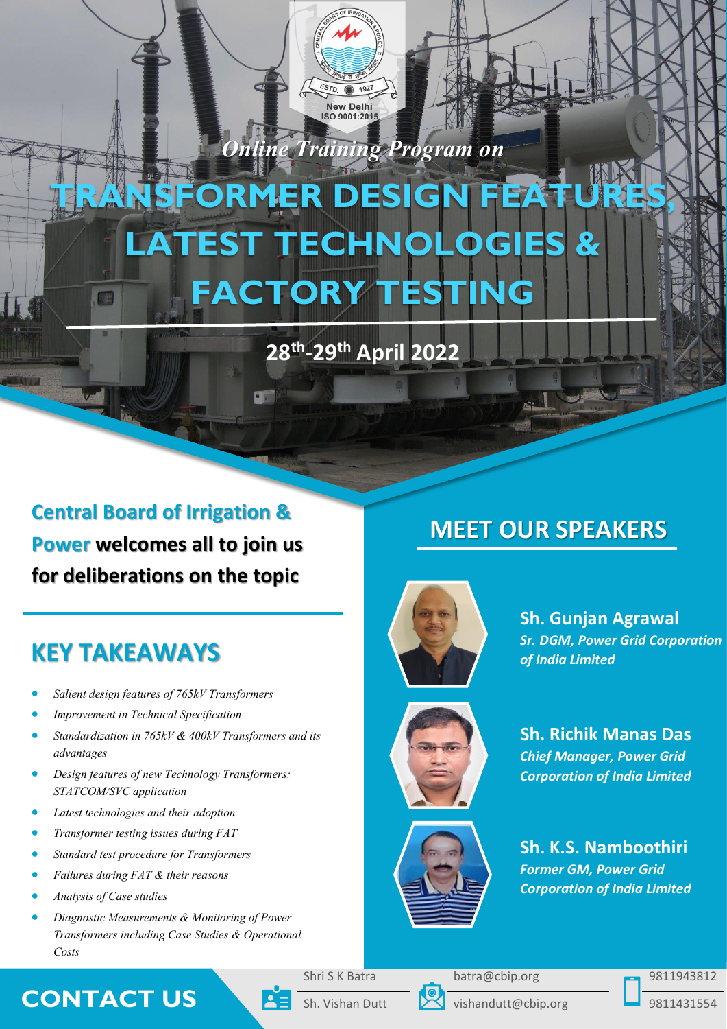New Delhi
ISO 9001:2015

*Online Training Program on*

# TRANSFORMER DESIGN FEATURES, LATEST TECHNOLOGIES & FACTORY TESTING

**$28^{th}$-$29^{th}$ April 2022**

**Central Board of Irrigation & Power welcomes all to join us for deliberations on the topic**

## KEY TAKEAWAYS

- *Salient design features of 765kV Transformers*
- *Improvement in Technical Specification*
- *Standardization in 765kV & 400kV Transformers and its advantages*
- *Design features of new Technology Transformers: STATCOM/SVC application*
- *Latest technologies and their adoption*
- *Transformer testing issues during FAT*
- *Standard test procedure for Transformers*
- *Failures during FAT & their reasons*
- *Analysis of Case studies*
- *Diagnostic Measurements & Monitoring of Power Transformers including Case Studies & Operational Costs*

## MEET OUR SPEAKERS

**Sh. Gunjan Agrawal**
*Sr. DGM, Power Grid Corporation of India Limited*

**Sh. Richik Manas Das**
*Chief Manager, Power Grid Corporation of India Limited*

**Sh. K.S. Namboothiri**
*Former GM, Power Grid Corporation of India Limited*

## CONTACT US

| Name | Email | Phone |
|---|---|---|
| Shri S K Batra | batra@cbip.org | 9811943812 |
| Sh. Vishan Dutt | vishandutt@cbip.org | 9811431554 |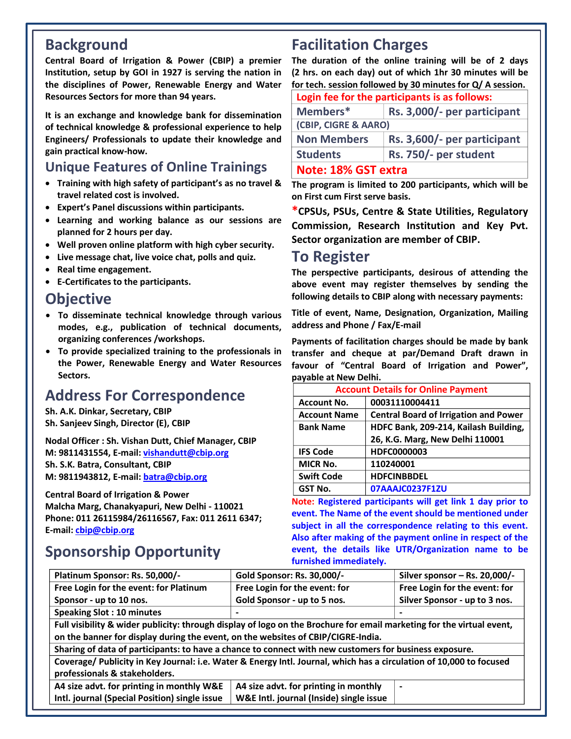## Background

**Central Board of Irrigation & Power (CBIP) a premier Institution, setup by GOI in 1927 is serving the nation in the disciplines of Power, Renewable Energy and Water Resources Sectors for more than 94 years.**

**It is an exchange and knowledge bank for dissemination of technical knowledge & professional experience to help Engineers/ Professionals to update their knowledge and gain practical know-how.**

## Unique Features of Online Trainings

- **Training with high safety of participant's as no travel & travel related cost is involved.**
- **Expert's Panel discussions within participants.**
- **Learning and working balance as our sessions are planned for 2 hours per day.**
- **Well proven online platform with high cyber security.**
- **Live message chat, live voice chat, polls and quiz.**
- **Real time engagement.**
- **E-Certificates to the participants.**

## Objective

- **To disseminate technical knowledge through various modes, e.g., publication of technical documents, organizing conferences /workshops.**
- **To provide specialized training to the professionals in the Power, Renewable Energy and Water Resources Sectors.**

## Address For Correspondence

**Sh. A.K. Dinkar, Secretary, CBIP**
**Sh. Sanjeev Singh, Director (E), CBIP**

**Nodal Officer : Sh. Vishan Dutt, Chief Manager, CBIP**
**M: 9811431554, E-mail: vishandutt@cbip.org**
**Sh. S.K. Batra, Consultant, CBIP**
**M: 9811943812, E-mail: batra@cbip.org**

**Central Board of Irrigation & Power**
**Malcha Marg, Chanakyapuri, New Delhi - 110021**
**Phone: 011 26115984/26116567, Fax: 011 2611 6347;**
**E-mail: cbip@cbip.org**

## Facilitation Charges

**The duration of the online training will be of 2 days (2 hrs. on each day) out of which 1hr 30 minutes will be for tech. session followed by 30 minutes for Q/ A session.**

| Login fee for the participants is as follows: | |
|---|---|
| Members* | Rs. 3,000/- per participant |
| (CBIP, CIGRE & AARO) | |
| Non Members | Rs. 3,600/- per participant |
| Students | Rs. 750/- per student |
| Note: 18% GST extra | |

**The program is limited to 200 participants, which will be on First cum First serve basis.**

**\*CPSUs, PSUs, Centre & State Utilities, Regulatory Commission, Research Institution and Key Pvt. Sector organization are member of CBIP.**

## To Register

**The perspective participants, desirous of attending the above event may register themselves by sending the following details to CBIP along with necessary payments:**

**Title of event, Name, Designation, Organization, Mailing address and Phone / Fax/E-mail**

**Payments of facilitation charges should be made by bank transfer and cheque at par/Demand Draft drawn in favour of "Central Board of Irrigation and Power", payable at New Delhi.**

| Account Details for Online Payment | |
|---|---|
| Account No. | 00031110004411 |
| Account Name | Central Board of Irrigation and Power |
| Bank Name | HDFC Bank, 209-214, Kailash Building, 26, K.G. Marg, New Delhi 110001 |
| IFS Code | HDFC0000003 |
| MICR No. | 110240001 |
| Swift Code | HDFCINBBDEL |
| GST No. | 07AAAJC0237F1ZU |

**Note: Registered participants will get link 1 day prior to event. The Name of the event should be mentioned under subject in all the correspondence relating to this event. Also after making of the payment online in respect of the event, the details like UTR/Organization name to be furnished immediately.**

## Sponsorship Opportunity

| Platinum Sponsor: Rs. 50,000/- | Gold Sponsor: Rs. 30,000/- | Silver sponsor – Rs. 20,000/- |
|---|---|---|
| Free Login for the event: for Platinum Sponsor - up to 10 nos. | Free Login for the event: for Gold Sponsor - up to 5 nos. | Free Login for the event: for Silver Sponsor - up to 3 nos. |
| Speaking Slot : 10 minutes | - | - |
| Full visibility & wider publicity: through display of logo on the Brochure for email marketing for the virtual event, on the banner for display during the event, on the websites of CBIP/CIGRE-India. | | |
| Sharing of data of participants: to have a chance to connect with new customers for business exposure. | | |
| Coverage/ Publicity in Key Journal: i.e. Water & Energy Intl. Journal, which has a circulation of 10,000 to focused professionals & stakeholders. | | |
| A4 size advt. for printing in monthly W&E Intl. journal (Special Position) single issue | A4 size advt. for printing in monthly W&E Intl. journal (Inside) single issue | - |